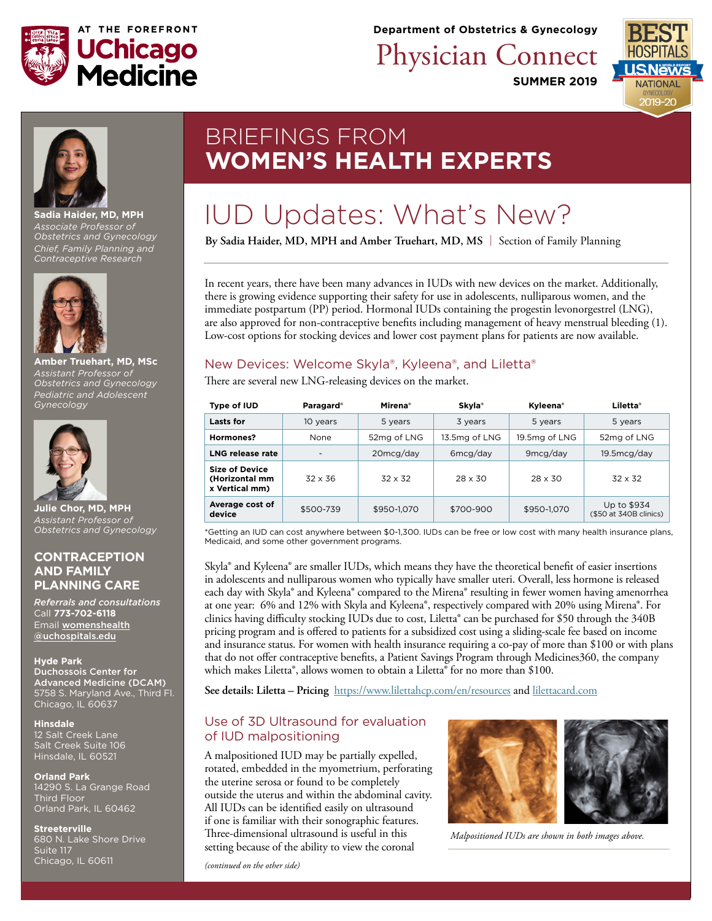AT THE FOREFRONT
UChicago Medicine

Department of Obstetrics & Gynecology

# Physician Connect

**SUMMER 2019**

BEST HOSPITALS U.S.News & World Report NATIONAL GYNECOLOGY 2019-20

## BRIEFINGS FROM **WOMEN'S HEALTH EXPERTS**

# IUD Updates: What's New?

**By Sadia Haider, MD, MPH and Amber Truehart, MD, MS** | Section of Family Planning

In recent years, there have been many advances in IUDs with new devices on the market. Additionally, there is growing evidence supporting their safety for use in adolescents, nulliparous women, and the immediate postpartum (PP) period. Hormonal IUDs containing the progestin levonorgestrel (LNG), are also approved for non-contraceptive benefits including management of heavy menstrual bleeding (1). Low-cost options for stocking devices and lower cost payment plans for patients are now available.

### New Devices: Welcome Skyla®, Kyleena®, and Liletta®

There are several new LNG-releasing devices on the market.

| Type of IUD | Paragard® | Mirena® | Skyla® | Kyleena® | Liletta® |
|---|---|---|---|---|---|
| **Lasts for** | 10 years | 5 years | 3 years | 5 years | 5 years |
| **Hormones?** | None | 52mg of LNG | 13.5mg of LNG | 19.5mg of LNG | 52mg of LNG |
| **LNG release rate** | - | 20mcg/day | 6mcg/day | 9mcg/day | 19.5mcg/day |
| **Size of Device (Horizontal mm x Vertical mm)** | 32 x 36 | 32 x 32 | 28 x 30 | 28 x 30 | 32 x 32 |
| **Average cost of device** | $500-739 | $950-1,070 | $700-900 | $950-1,070 | Up to $934 ($50 at 340B clinics) |

*Getting an IUD can cost anywhere between $0-1,300. IUDs can be free or low cost with many health insurance plans, Medicaid, and some other government programs.

Skyla® and Kyleena® are smaller IUDs, which means they have the theoretical benefit of easier insertions in adolescents and nulliparous women who typically have smaller uteri. Overall, less hormone is released each day with Skyla® and Kyleena® compared to the Mirena® resulting in fewer women having amenorrhea at one year: 6% and 12% with Skyla and Kyleena®, respectively compared with 20% using Mirena®. For clinics having difficulty stocking IUDs due to cost, Liletta® can be purchased for $50 through the 340B pricing program and is offered to patients for a subsidized cost using a sliding-scale fee based on income and insurance status. For women with health insurance requiring a co-pay of more than $100 or with plans that do not offer contraceptive benefits, a Patient Savings Program through Medicines360, the company which makes Liletta®, allows women to obtain a Liletta® for no more than $100.

**See details: Liletta – Pricing** https://www.lilettahcp.com/en/resources and lilettacard.com

### Use of 3D Ultrasound for evaluation of IUD malpositioning

A malpositioned IUD may be partially expelled, rotated, embedded in the myometrium, perforating the uterine serosa or found to be completely outside the uterus and within the abdominal cavity. All IUDs can be identified easily on ultrasound if one is familiar with their sonographic features. Three-dimensional ultrasound is useful in this setting because of the ability to view the coronal

*(continued on the other side)*

*Malpositioned IUDs are shown in both images above.*

---

**Sadia Haider, MD, MPH**
*Associate Professor of Obstetrics and Gynecology*
*Chief, Family Planning and Contraceptive Research*

**Amber Truehart, MD, MSc**
*Assistant Professor of Obstetrics and Gynecology*
*Pediatric and Adolescent Gynecology*

**Julie Chor, MD, MPH**
*Assistant Professor of Obstetrics and Gynecology*

### CONTRACEPTION AND FAMILY PLANNING CARE

***Referrals and consultations***
Call **773-702-6118**
Email womenshealth@uchospitals.edu

**Hyde Park**
**Duchossois Center for Advanced Medicine (DCAM)**
5758 S. Maryland Ave., Third Fl.
Chicago, IL 60637

**Hinsdale**
12 Salt Creek Lane
Salt Creek Suite 106
Hinsdale, IL 60521

**Orland Park**
14290 S. La Grange Road
Third Floor
Orland Park, IL 60462

**Streeterville**
680 N. Lake Shore Drive
Suite 117
Chicago, IL 60611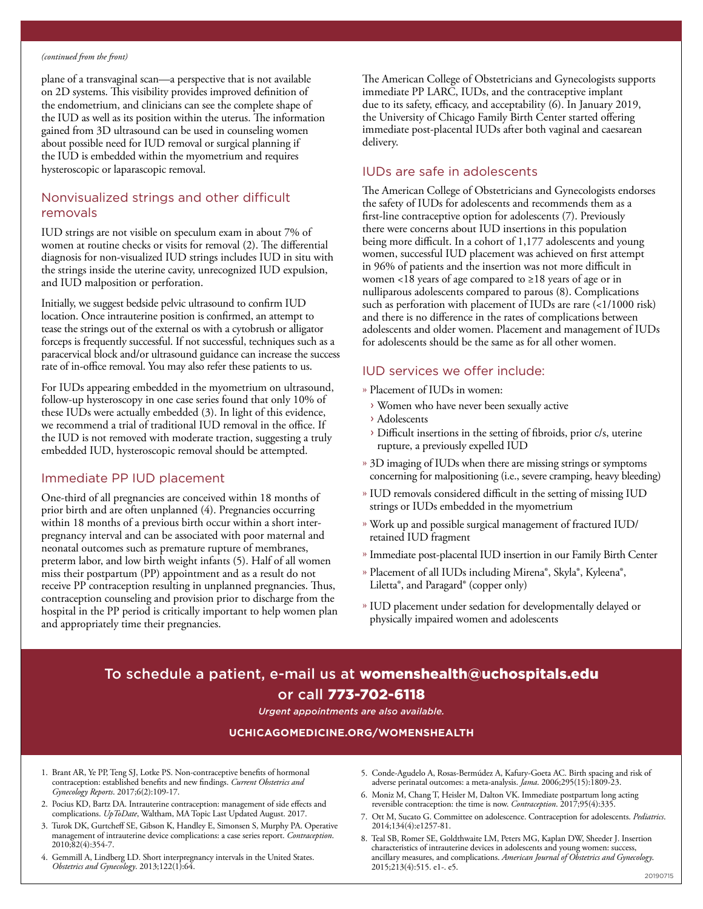*(continued from the front)*

plane of a transvaginal scan—a perspective that is not available on 2D systems. This visibility provides improved definition of the endometrium, and clinicians can see the complete shape of the IUD as well as its position within the uterus. The information gained from 3D ultrasound can be used in counseling women about possible need for IUD removal or surgical planning if the IUD is embedded within the myometrium and requires hysteroscopic or laparascopic removal.

## Nonvisualized strings and other difficult removals

IUD strings are not visible on speculum exam in about 7% of women at routine checks or visits for removal (2). The differential diagnosis for non-visualized IUD strings includes IUD in situ with the strings inside the uterine cavity, unrecognized IUD expulsion, and IUD malposition or perforation.

Initially, we suggest bedside pelvic ultrasound to confirm IUD location. Once intrauterine position is confirmed, an attempt to tease the strings out of the external os with a cytobrush or alligator forceps is frequently successful. If not successful, techniques such as a paracervical block and/or ultrasound guidance can increase the success rate of in-office removal. You may also refer these patients to us.

For IUDs appearing embedded in the myometrium on ultrasound, follow-up hysteroscopy in one case series found that only 10% of these IUDs were actually embedded (3). In light of this evidence, we recommend a trial of traditional IUD removal in the office. If the IUD is not removed with moderate traction, suggesting a truly embedded IUD, hysteroscopic removal should be attempted.

## Immediate PP IUD placement

One-third of all pregnancies are conceived within 18 months of prior birth and are often unplanned (4). Pregnancies occurring within 18 months of a previous birth occur within a short inter-pregnancy interval and can be associated with poor maternal and neonatal outcomes such as premature rupture of membranes, preterm labor, and low birth weight infants (5). Half of all women miss their postpartum (PP) appointment and as a result do not receive PP contraception resulting in unplanned pregnancies. Thus, contraception counseling and provision prior to discharge from the hospital in the PP period is critically important to help women plan and appropriately time their pregnancies.

The American College of Obstetricians and Gynecologists supports immediate PP LARC, IUDs, and the contraceptive implant due to its safety, efficacy, and acceptability (6). In January 2019, the University of Chicago Family Birth Center started offering immediate post-placental IUDs after both vaginal and caesarean delivery.

## IUDs are safe in adolescents

The American College of Obstetricians and Gynecologists endorses the safety of IUDs for adolescents and recommends them as a first-line contraceptive option for adolescents (7). Previously there were concerns about IUD insertions in this population being more difficult. In a cohort of 1,177 adolescents and young women, successful IUD placement was achieved on first attempt in 96% of patients and the insertion was not more difficult in women <18 years of age compared to ≥18 years of age or in nulliparous adolescents compared to parous (8). Complications such as perforation with placement of IUDs are rare (<1/1000 risk) and there is no difference in the rates of complications between adolescents and older women. Placement and management of IUDs for adolescents should be the same as for all other women.

## IUD services we offer include:

- Placement of IUDs in women:
  - Women who have never been sexually active
  - Adolescents
  - Difficult insertions in the setting of fibroids, prior c/s, uterine rupture, a previously expelled IUD
- 3D imaging of IUDs when there are missing strings or symptoms concerning for malpositioning (i.e., severe cramping, heavy bleeding)
- IUD removals considered difficult in the setting of missing IUD strings or IUDs embedded in the myometrium
- Work up and possible surgical management of fractured IUD/ retained IUD fragment
- Immediate post-placental IUD insertion in our Family Birth Center
- Placement of all IUDs including Mirena®, Skyla®, Kyleena®, Liletta®, and Paragard® (copper only)
- IUD placement under sedation for developmentally delayed or physically impaired women and adolescents

## To schedule a patient, e-mail us at **womenshealth@uchospitals.edu** or call **773-702-6118**

*Urgent appointments are also available.*

**UCHICAGOMEDICINE.ORG/WOMENSHEALTH**

1. Brant AR, Ye PP, Teng SJ, Lotke PS. Non-contraceptive benefits of hormonal contraception: established benefits and new findings. *Current Obstetrics and Gynecology Reports*. 2017;6(2):109-17.
2. Pocius KD, Bartz DA. Intrauterine contraception: management of side effects and complications. *UpToDate*, Waltham, MA Topic Last Updated August. 2017.
3. Turok DK, Gurtcheff SE, Gibson K, Handley E, Simonsen S, Murphy PA. Operative management of intrauterine device complications: a case series report. *Contraception*. 2010;82(4):354-7.
4. Gemmill A, Lindberg LD. Short interpregnancy intervals in the United States. *Obstetrics and Gynecology*. 2013;122(1):64.
5. Conde-Agudelo A, Rosas-Bermúdez A, Kafury-Goeta AC. Birth spacing and risk of adverse perinatal outcomes: a meta-analysis. *Jama*. 2006;295(15):1809-23.
6. Moniz M, Chang T, Heisler M, Dalton VK. Immediate postpartum long acting reversible contraception: the time is now. *Contraception*. 2017;95(4):335.
7. Ott M, Sucato G. Committee on adolescence. Contraception for adolescents. *Pediatrics*. 2014;134(4):e1257-81.
8. Teal SB, Romer SE, Goldthwaite LM, Peters MG, Kaplan DW, Sheeder J. Insertion characteristics of intrauterine devices in adolescents and young women: success, ancillary measures, and complications. *American Journal of Obstetrics and Gynecology*. 2015;213(4):515. e1-. e5.

20190715